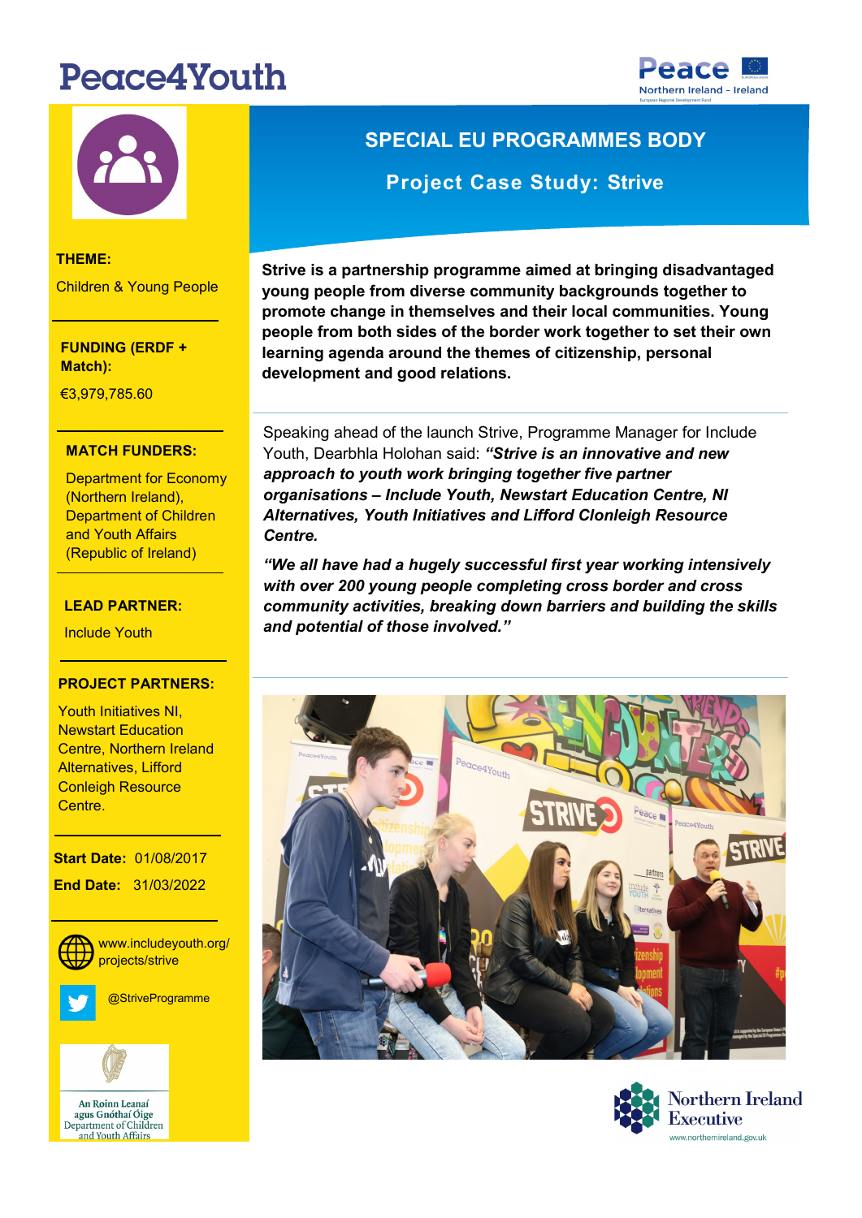# Peace4Youth

## SPECIAL EU PROGRAMMES BODY

### Project Case Study: Strive

**THEME:**

Children & Young People

**FUNDING (ERDF + Match):**

€3,979,785.60

**MATCH FUNDERS:**

Department for Economy (Northern Ireland), Department of Children and Youth Affairs (Republic of Ireland)

**LEAD PARTNER:**

Include Youth

**PROJECT PARTNERS:**

Youth Initiatives NI, Newstart Education Centre, Northern Ireland Alternatives, Lifford Conleigh Resource Centre.

**Start Date:** 01/08/2017

**End Date:** 31/03/2022

www.includeyouth.org/projects/strive

@StriveProgramme

**Strive is a partnership programme aimed at bringing disadvantaged young people from diverse community backgrounds together to promote change in themselves and their local communities. Young people from both sides of the border work together to set their own learning agenda around the themes of citizenship, personal development and good relations.**

Speaking ahead of the launch Strive, Programme Manager for Include Youth, Dearbhla Holohan said: ***"Strive is an innovative and new approach to youth work bringing together five partner organisations – Include Youth, Newstart Education Centre, NI Alternatives, Youth Initiatives and Lifford Clonleigh Resource Centre.***

***"We all have had a hugely successful first year working intensively with over 200 young people completing cross border and cross community activities, breaking down barriers and building the skills and potential of those involved."***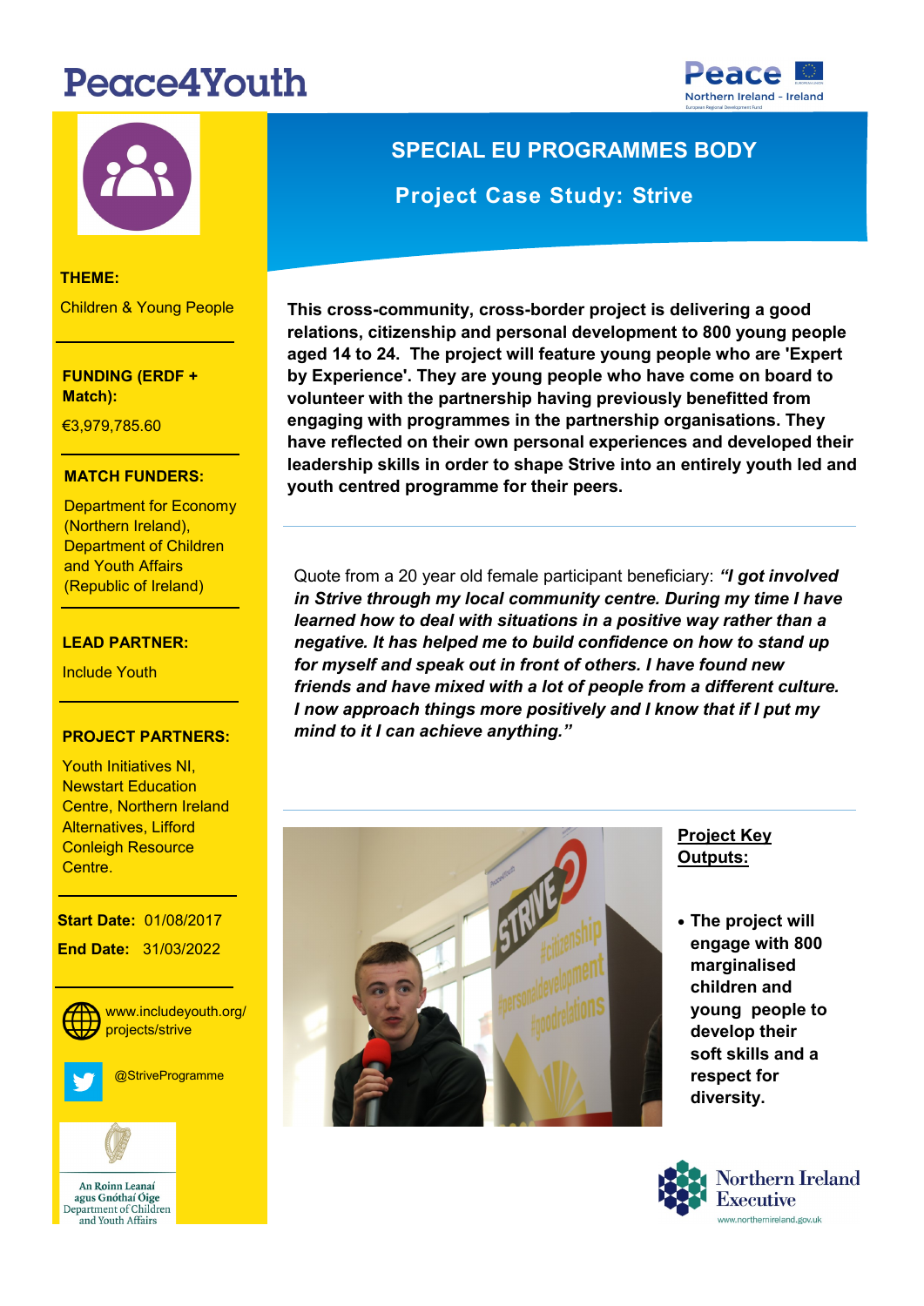# Peace4Youth

## SPECIAL EU PROGRAMMES BODY

### Project Case Study: Strive

**THEME:**

Children & Young People

**FUNDING (ERDF + Match):**

€3,979,785.60

**MATCH FUNDERS:**

Department for Economy (Northern Ireland), Department of Children and Youth Affairs (Republic of Ireland)

**LEAD PARTNER:**

Include Youth

**PROJECT PARTNERS:**

Youth Initiatives NI, Newstart Education Centre, Northern Ireland Alternatives, Lifford Conleigh Resource Centre.

**Start Date:** 01/08/2017

**End Date:** 31/03/2022

www.includeyouth.org/projects/strive

@StriveProgramme

**This cross-community, cross-border project is delivering a good relations, citizenship and personal development to 800 young people aged 14 to 24. The project will feature young people who are 'Expert by Experience'. They are young people who have come on board to volunteer with the partnership having previously benefitted from engaging with programmes in the partnership organisations. They have reflected on their own personal experiences and developed their leadership skills in order to shape Strive into an entirely youth led and youth centred programme for their peers.**

Quote from a 20 year old female participant beneficiary: ***"I got involved in Strive through my local community centre. During my time I have learned how to deal with situations in a positive way rather than a negative. It has helped me to build confidence on how to stand up for myself and speak out in front of others. I have found new friends and have mixed with a lot of people from a different culture. I now approach things more positively and I know that if I put my mind to it I can achieve anything."***

**Project Key Outputs:**

- **The project will engage with 800 marginalised children and young people to develop their soft skills and a respect for diversity.**